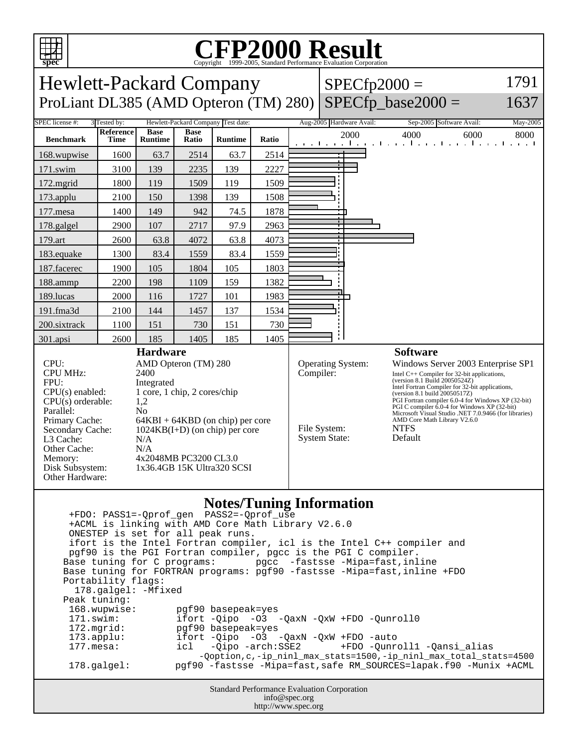# CFP2000 Result

Copyright 1999-2005, Standard Performance Evaluation Corporation

## Hewlett-Packard Company

ProLiant DL385 (AMD Opteron (TM) 280)

SPECfp2000 = 1791

SPECfp_base2000 = 1637

| SPEC license #: | 3 | Tested by: | Hewlett-Packard Company | Test date: | Aug-2005 | Hardware Avail: | Sep-2005 | Software Avail: | May-2005 |
|---|---|---|---|---|---|---|---|---|---|

| Benchmark | Reference Time | Base Runtime | Base Ratio | Runtime | Ratio |
|---|---|---|---|---|---|
| 168.wupwise | 1600 | 63.7 | 2514 | 63.7 | 2514 |
| 171.swim | 3100 | 139 | 2235 | 139 | 2227 |
| 172.mgrid | 1800 | 119 | 1509 | 119 | 1509 |
| 173.applu | 2100 | 150 | 1398 | 139 | 1508 |
| 177.mesa | 1400 | 149 | 942 | 74.5 | 1878 |
| 178.galgel | 2900 | 107 | 2717 | 97.9 | 2963 |
| 179.art | 2600 | 63.8 | 4072 | 63.8 | 4073 |
| 183.equake | 1300 | 83.4 | 1559 | 83.4 | 1559 |
| 187.facerec | 1900 | 105 | 1804 | 105 | 1803 |
| 188.ammp | 2200 | 198 | 1109 | 159 | 1382 |
| 189.lucas | 2000 | 116 | 1727 | 101 | 1983 |
| 191.fma3d | 2100 | 144 | 1457 | 137 | 1534 |
| 200.sixtrack | 1100 | 151 | 730 | 151 | 730 |
| 301.apsi | 2600 | 185 | 1405 | 185 | 1405 |

### Hardware

| | |
|---|---|
| CPU: | AMD Opteron (TM) 280 |
| CPU MHz: | 2400 |
| FPU: | Integrated |
| CPU(s) enabled: | 1 core, 1 chip, 2 cores/chip |
| CPU(s) orderable: | 1,2 |
| Parallel: | No |
| Primary Cache: | 64KBI + 64KBD (on chip) per core |
| Secondary Cache: | 1024KB(I+D) (on chip) per core |
| L3 Cache: | N/A |
| Other Cache: | N/A |
| Memory: | 4x2048MB PC3200 CL3.0 |
| Disk Subsystem: | 1x36.4GB 15K Ultra320 SCSI |
| Other Hardware: | |

### Software

| | |
|---|---|
| Operating System: | Windows Server 2003 Enterprise SP1 |
| Compiler: | Intel C++ Compiler for 32-bit applications, (version 8.1 Build 20050524Z) Intel Fortran Compiler for 32-bit applications, (version 8.1 build 20050517Z) PGI Fortran compiler 6.0-4 for Windows XP (32-bit) PGI C compiler 6.0-4 for Windows XP (32-bit) Microsoft Visual Studio .NET 7.0.9466 (for libraries) AMD Core Math Library V2.6.0 |
| File System: | NTFS |
| System State: | Default |

### Notes/Tuning Information

```
 +FDO: PASS1=-Qprof_gen  PASS2=-Qprof_use
 +ACML is linking with AMD Core Math Library V2.6.0
 ONESTEP is set for all peak runs.
 ifort is the Intel Fortran compiler, icl is the Intel C++ compiler and
 pgf90 is the PGI Fortran compiler, pgcc is the PGI C compiler.
Base tuning for C programs:       pgcc  -fastsse -Mipa=fast,inline
Base tuning for FORTRAN programs: pgf90 -fastsse -Mipa=fast,inline +FDO
Portability flags:
  178.galgel: -Mfixed
Peak tuning:
 168.wupwise:       pgf90 basepeak=yes
 171.swim:          ifort -Qipo  -O3  -QaxN -QxW +FDO -Qunroll0
 172.mgrid:         pgf90 basepeak=yes
 173.applu:         ifort -Qipo  -O3  -QaxN -QxW +FDO -auto
 177.mesa:          icl   -Qipo -arch:SSE2       +FDO -Qunroll1 -Qansi_alias
                        -Qoption,c,-ip_ninl_max_stats=1500,-ip_ninl_max_total_stats=4500
 178.galgel:        pgf90 -fastsse -Mipa=fast,safe RM_SOURCES=lapak.f90 -Munix +ACML
```

Standard Performance Evaluation Corporation
info@spec.org
http://www.spec.org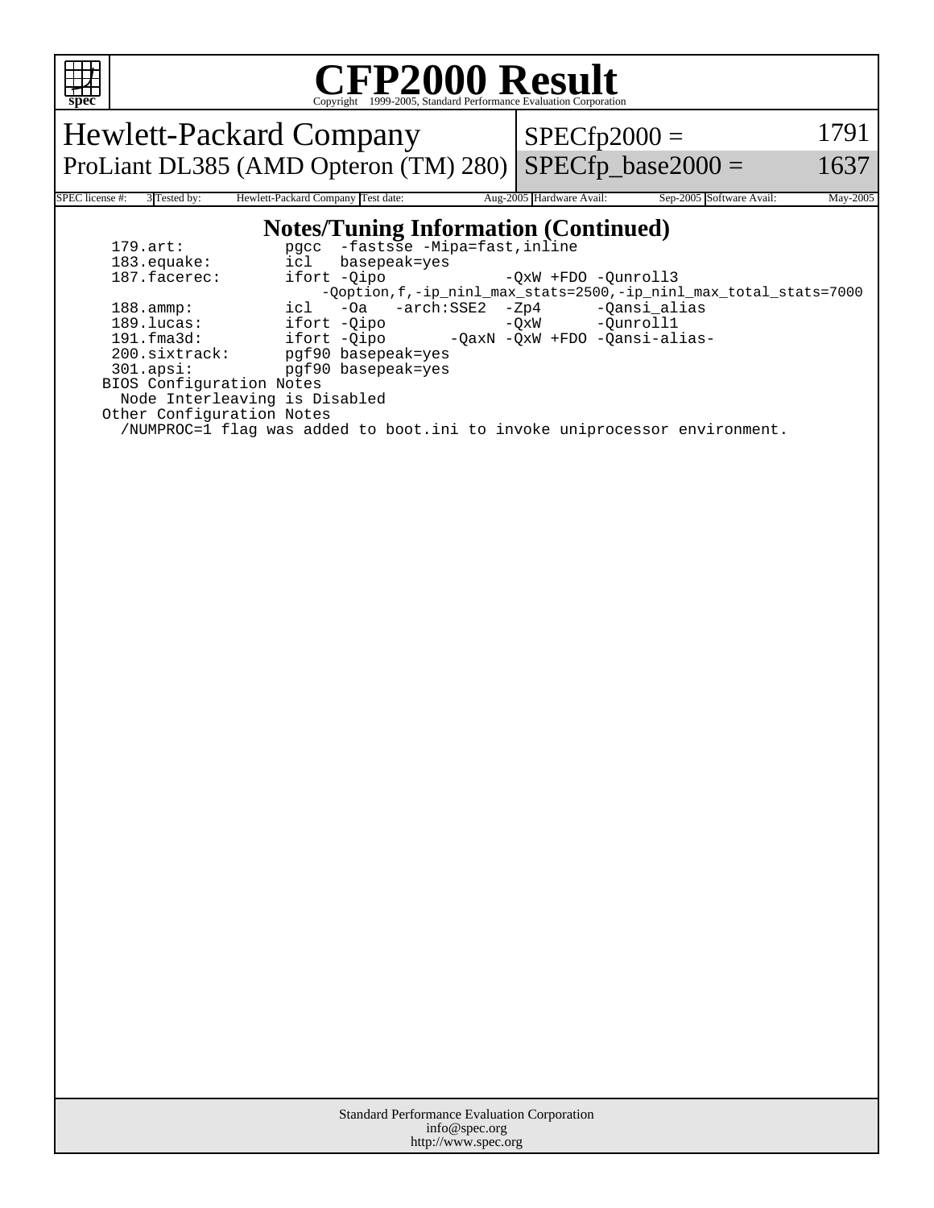# CFP2000 Result

Copyright 1999-2005, Standard Performance Evaluation Corporation

| Hewlett-Packard Company | SPECfp2000 = | 1791 |
|---|---|---|
| ProLiant DL385 (AMD Opteron (TM) 280) | SPECfp_base2000 = | 1637 |

| SPEC license #: | 3 | Tested by: | Hewlett-Packard Company | Test date: | Aug-2005 | Hardware Avail: | Sep-2005 | Software Avail: | May-2005 |
|---|---|---|---|---|---|---|---|---|---|

## Notes/Tuning Information (Continued)

```
 179.art:           pgcc  -fastsse -Mipa=fast,inline
 183.equake:        icl   basepeak=yes
 187.facerec:       ifort -Qipo             -QxW +FDO -Qunroll3
                          -Qoption,f,-ip_ninl_max_stats=2500,-ip_ninl_max_total_stats=7000
 188.ammp:          icl   -Oa   -arch:SSE2  -Zp4      -Qansi_alias
 189.lucas:         ifort -Qipo             -QxW      -Qunroll1
 191.fma3d:         ifort -Qipo       -QaxN -QxW +FDO -Qansi-alias-
 200.sixtrack:      pgf90 basepeak=yes
 301.apsi:          pgf90 basepeak=yes
BIOS Configuration Notes
  Node Interleaving is Disabled
Other Configuration Notes
  /NUMPROC=1 flag was added to boot.ini to invoke uniprocessor environment.
```